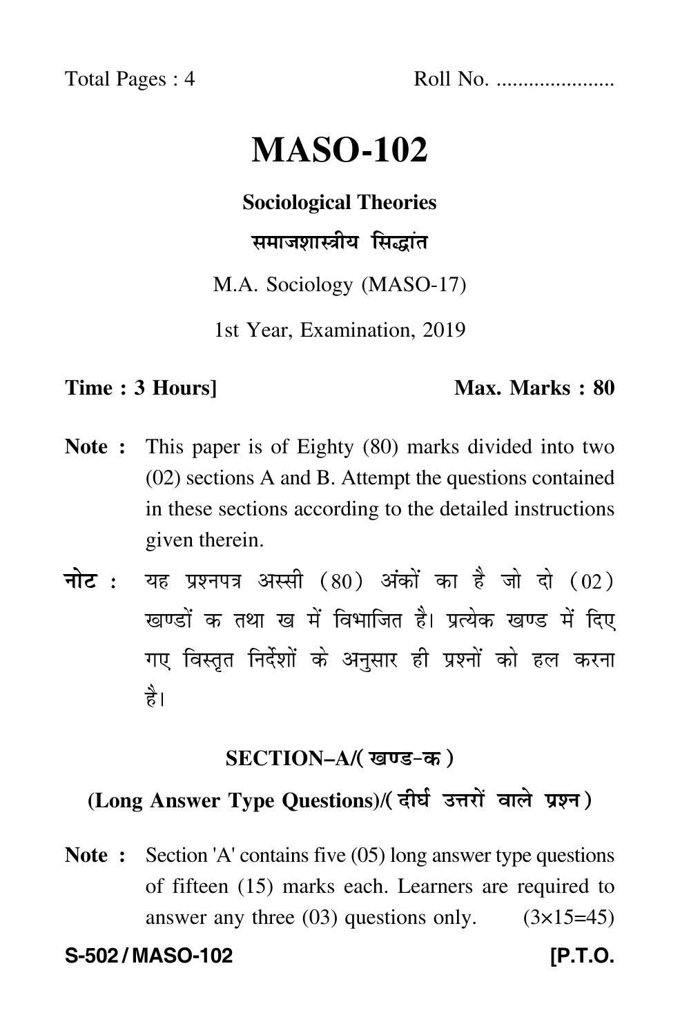Total Pages : 4 Roll No. .....................

# MASO-102

**Sociological Theories**

**समाजशास्त्रीय सिद्धांत**

M.A. Sociology (MASO-17)

1st Year, Examination, 2019

**Time : 3 Hours]** **Max. Marks : 80**

**Note :** This paper is of Eighty (80) marks divided into two (02) sections A and B. Attempt the questions contained in these sections according to the detailed instructions given therein.

**नोट :** यह प्रश्नपत्र अस्सी (80) अंकों का है जो दो (02) खण्डों क तथा ख में विभाजित है। प्रत्येक खण्ड में दिए गए विस्तृत निर्देशों के अनुसार ही प्रश्नों को हल करना है।

## SECTION–A/(खण्ड-क)

### (Long Answer Type Questions)/(दीर्घ उत्तरों वाले प्रश्न)

**Note :** Section 'A' contains five (05) long answer type questions of fifteen (15) marks each. Learners are required to answer any three (03) questions only. (3×15=45)

**S-502 / MASO-102** **[P.T.O.**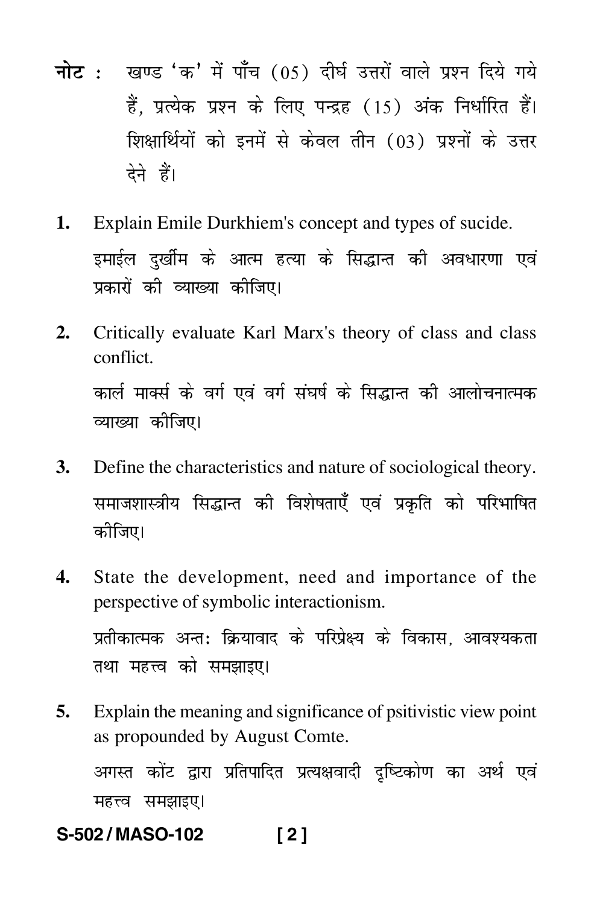**नोट :** खण्ड 'क' में पाँच (05) दीर्घ उत्तरों वाले प्रश्न दिये गये हैं, प्रत्येक प्रश्न के लिए पन्द्रह (15) अंक निर्धारित हैं। शिक्षार्थियों को इनमें से केवल तीन (03) प्रश्नों के उत्तर देने हैं।

1. Explain Emile Durkhiem's concept and types of sucide.

   इमाईल दुर्खीम के आत्म हत्या के सिद्धान्त की अवधारणा एवं प्रकारों की व्याख्या कीजिए।

2. Critically evaluate Karl Marx's theory of class and class conflict.

   कार्ल मार्क्स के वर्ग एवं वर्ग संघर्ष के सिद्धान्त की आलोचनात्मक व्याख्या कीजिए।

3. Define the characteristics and nature of sociological theory.

   समाजशास्त्रीय सिद्धान्त की विशेषताएँ एवं प्रकृति को परिभाषित कीजिए।

4. State the development, need and importance of the perspective of symbolic interactionism.

   प्रतीकात्मक अन्तः क्रियावाद के परिप्रेक्ष्य के विकास, आवश्यकता तथा महत्त्व को समझाइए।

5. Explain the meaning and significance of psitivistic view point as propounded by August Comte.

   अगस्त कोंट द्वारा प्रतिपादित प्रत्यक्षवादी दृष्टिकोण का अर्थ एवं महत्त्व समझाइए।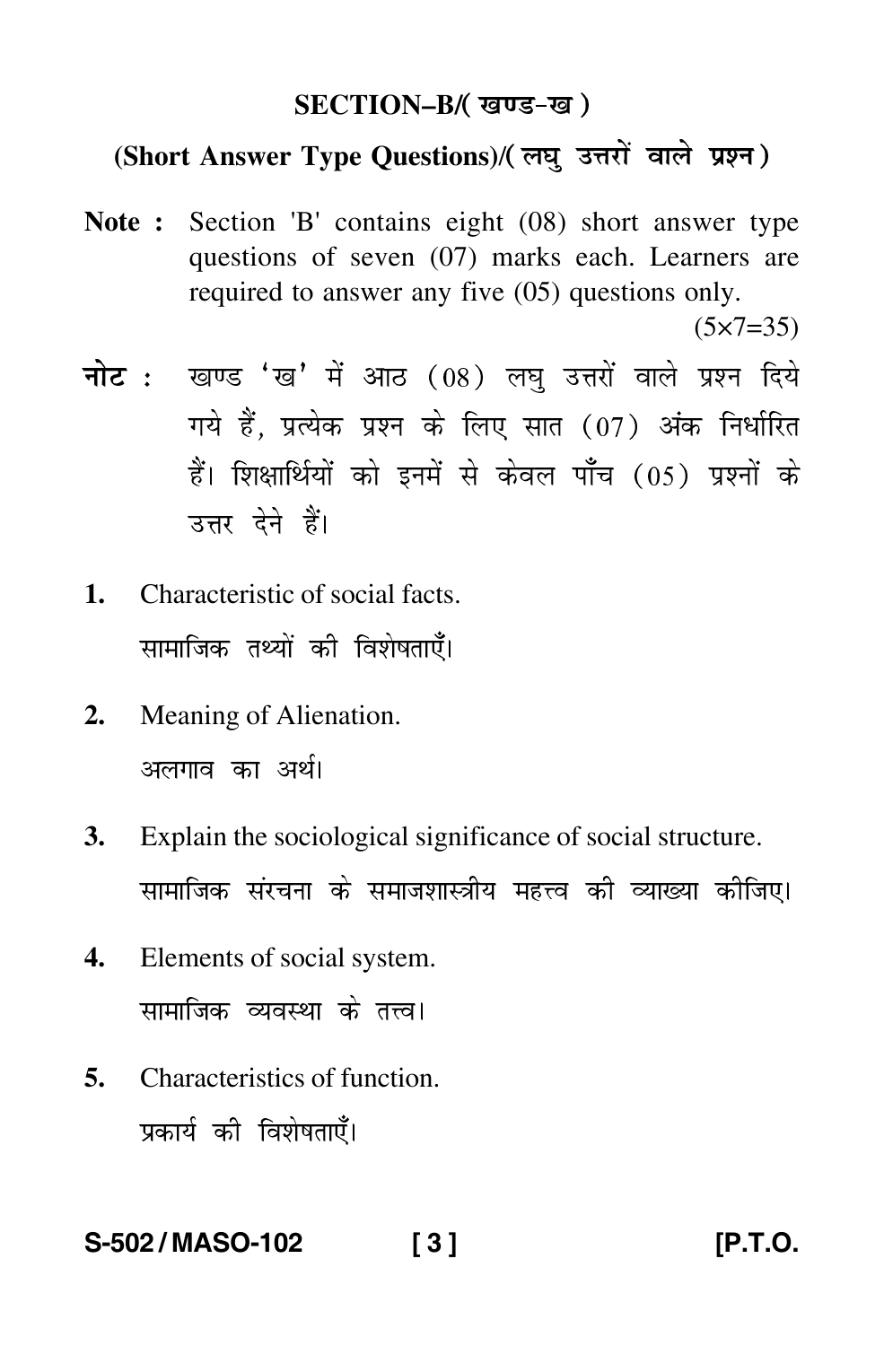## SECTION–B/( खण्ड-ख )

### (Short Answer Type Questions)/( लघु उत्तरों वाले प्रश्न )

**Note :** Section 'B' contains eight (08) short answer type questions of seven (07) marks each. Learners are required to answer any five (05) questions only.

(5×7=35)

**नोट :** खण्ड 'ख' में आठ (08) लघु उत्तरों वाले प्रश्न दिये गये हैं, प्रत्येक प्रश्न के लिए सात (07) अंक निर्धारित हैं। शिक्षार्थियों को इनमें से केवल पाँच (05) प्रश्नों के उत्तर देने हैं।

**1.** Characteristic of social facts.

सामाजिक तथ्यों की विशेषताएँ।

**2.** Meaning of Alienation.

अलगाव का अर्थ।

**3.** Explain the sociological significance of social structure.

सामाजिक संरचना के समाजशास्त्रीय महत्त्व की व्याख्या कीजिए।

**4.** Elements of social system.

सामाजिक व्यवस्था के तत्त्व।

**5.** Characteristics of function.

प्रकार्य की विशेषताएँ।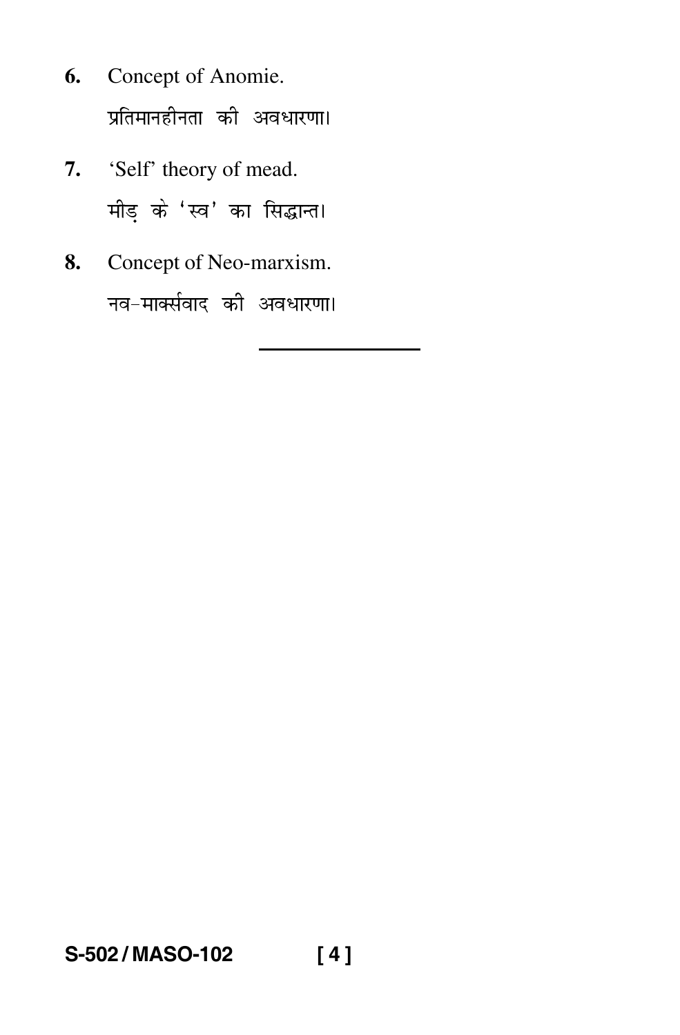**6.** Concept of Anomie.

प्रतिमानहीनता की अवधारणा।

**7.** 'Self' theory of mead.

मीड़ के 'स्व' का सिद्धान्त।

**8.** Concept of Neo-marxism.

नव-मार्क्सवाद की अवधारणा।

---